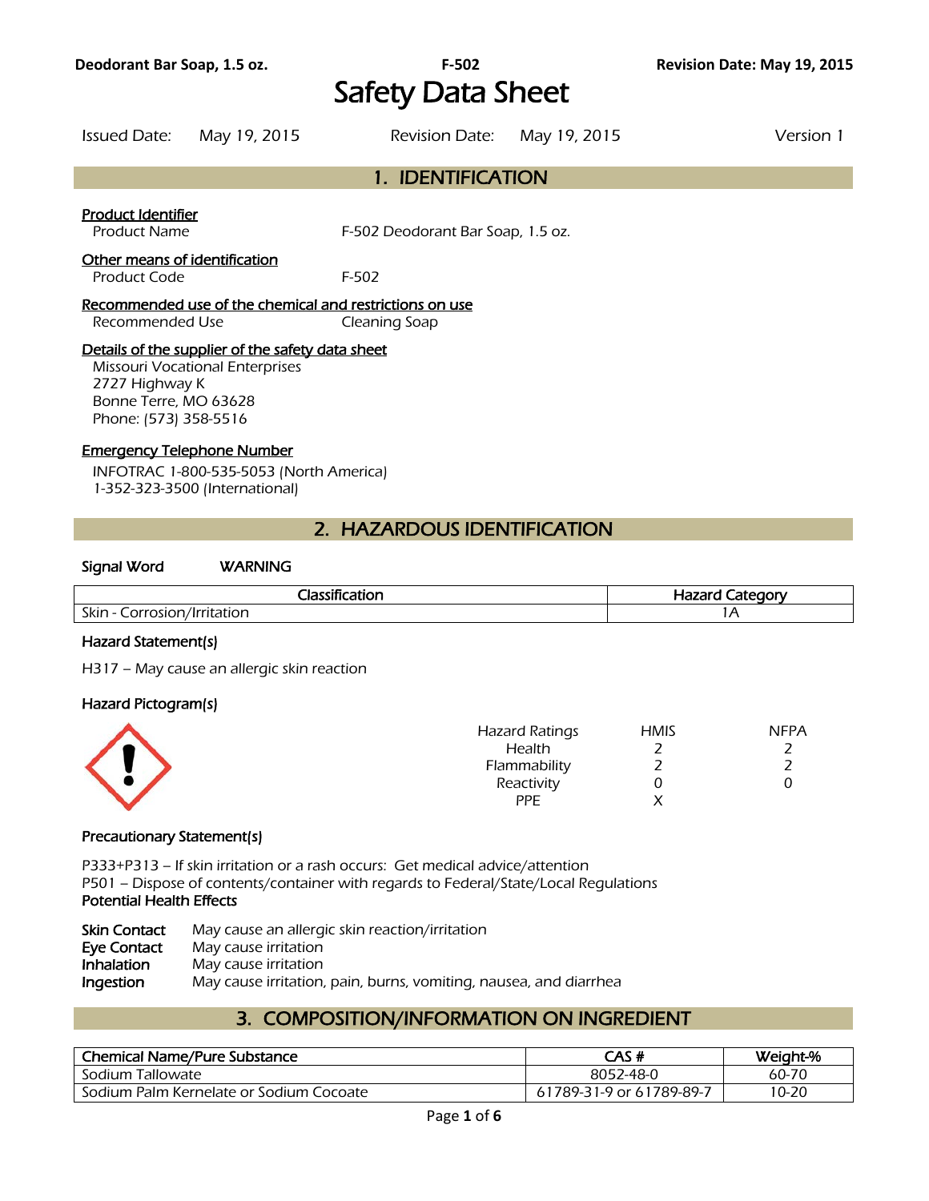# Safety Data Sheet

Issued Date: May 19, 2015 Revision Date: May 19, 2015 Version 1

## 1. IDENTIFICATION

**Product Identifier**

Product Name F-502 Deodorant Bar Soap, 1.5 oz.

**Other means of identification**

Product Code F-502

**Recommended use of the chemical and restrictions on use**

Recommended Use Cleaning Soap

**Details of the supplier of the safety data sheet**

Missouri Vocational Enterprises
2727 Highway K
Bonne Terre, MO 63628
Phone: (573) 358-5516

**Emergency Telephone Number**

INFOTRAC 1-800-535-5053 (North America)
1-352-323-3500 (International)

## 2. HAZARDOUS IDENTIFICATION

**Signal Word** WARNING

| Classification | Hazard Category |
| --- | --- |
| Skin - Corrosion/Irritation | 1A |

### Hazard Statement(s)

H317 – May cause an allergic skin reaction

### Hazard Pictogram(s)

| Hazard Ratings | HMIS | NFPA |
| --- | --- | --- |
| Health | 2 | 2 |
| Flammability | 2 | 2 |
| Reactivity | 0 | 0 |
| PPE | X | |

### Precautionary Statement(s)

P333+P313 – If skin irritation or a rash occurs: Get medical advice/attention
P501 – Dispose of contents/container with regards to Federal/State/Local Regulations

**Potential Health Effects**

**Skin Contact** May cause an allergic skin reaction/irritation
**Eye Contact** May cause irritation
**Inhalation** May cause irritation
**Ingestion** May cause irritation, pain, burns, vomiting, nausea, and diarrhea

## 3. COMPOSITION/INFORMATION ON INGREDIENT

| Chemical Name/Pure Substance | CAS # | Weight-% |
| --- | --- | --- |
| Sodium Tallowate | 8052-48-0 | 60-70 |
| Sodium Palm Kernelate or Sodium Cocoate | 61789-31-9 or 61789-89-7 | 10-20 |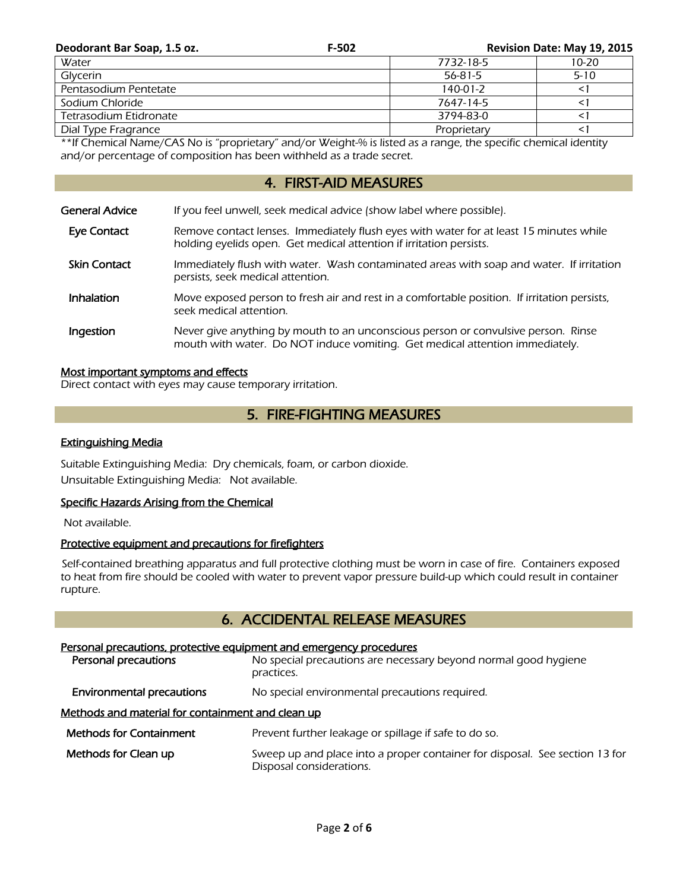| Water | 7732-18-5 | 10-20 |
|---|---|---|
| Glycerin | 56-81-5 | 5-10 |
| Pentasodium Pentetate | 140-01-2 | <1 |
| Sodium Chloride | 7647-14-5 | <1 |
| Tetrasodium Etidronate | 3794-83-0 | <1 |
| Dial Type Fragrance | Proprietary | <1 |

**If Chemical Name/CAS No is "proprietary" and/or Weight-% is listed as a range, the specific chemical identity and/or percentage of composition has been withheld as a trade secret.

## 4. FIRST-AID MEASURES

**General Advice** If you feel unwell, seek medical advice (show label where possible).

**Eye Contact** Remove contact lenses. Immediately flush eyes with water for at least 15 minutes while holding eyelids open. Get medical attention if irritation persists.

**Skin Contact** Immediately flush with water. Wash contaminated areas with soap and water. If irritation persists, seek medical attention.

**Inhalation** Move exposed person to fresh air and rest in a comfortable position. If irritation persists, seek medical attention.

**Ingestion** Never give anything by mouth to an unconscious person or convulsive person. Rinse mouth with water. Do NOT induce vomiting. Get medical attention immediately.

**Most important symptoms and effects**

Direct contact with eyes may cause temporary irritation.

## 5. FIRE-FIGHTING MEASURES

**Extinguishing Media**

Suitable Extinguishing Media: Dry chemicals, foam, or carbon dioxide.

Unsuitable Extinguishing Media: Not available.

**Specific Hazards Arising from the Chemical**

Not available.

**Protective equipment and precautions for firefighters**

Self-contained breathing apparatus and full protective clothing must be worn in case of fire. Containers exposed to heat from fire should be cooled with water to prevent vapor pressure build-up which could result in container rupture.

## 6. ACCIDENTAL RELEASE MEASURES

**Personal precautions, protective equipment and emergency procedures**

**Personal precautions** No special precautions are necessary beyond normal good hygiene practices.

**Environmental precautions** No special environmental precautions required.

**Methods and material for containment and clean up**

**Methods for Containment** Prevent further leakage or spillage if safe to do so.

**Methods for Clean up** Sweep up and place into a proper container for disposal. See section 13 for Disposal considerations.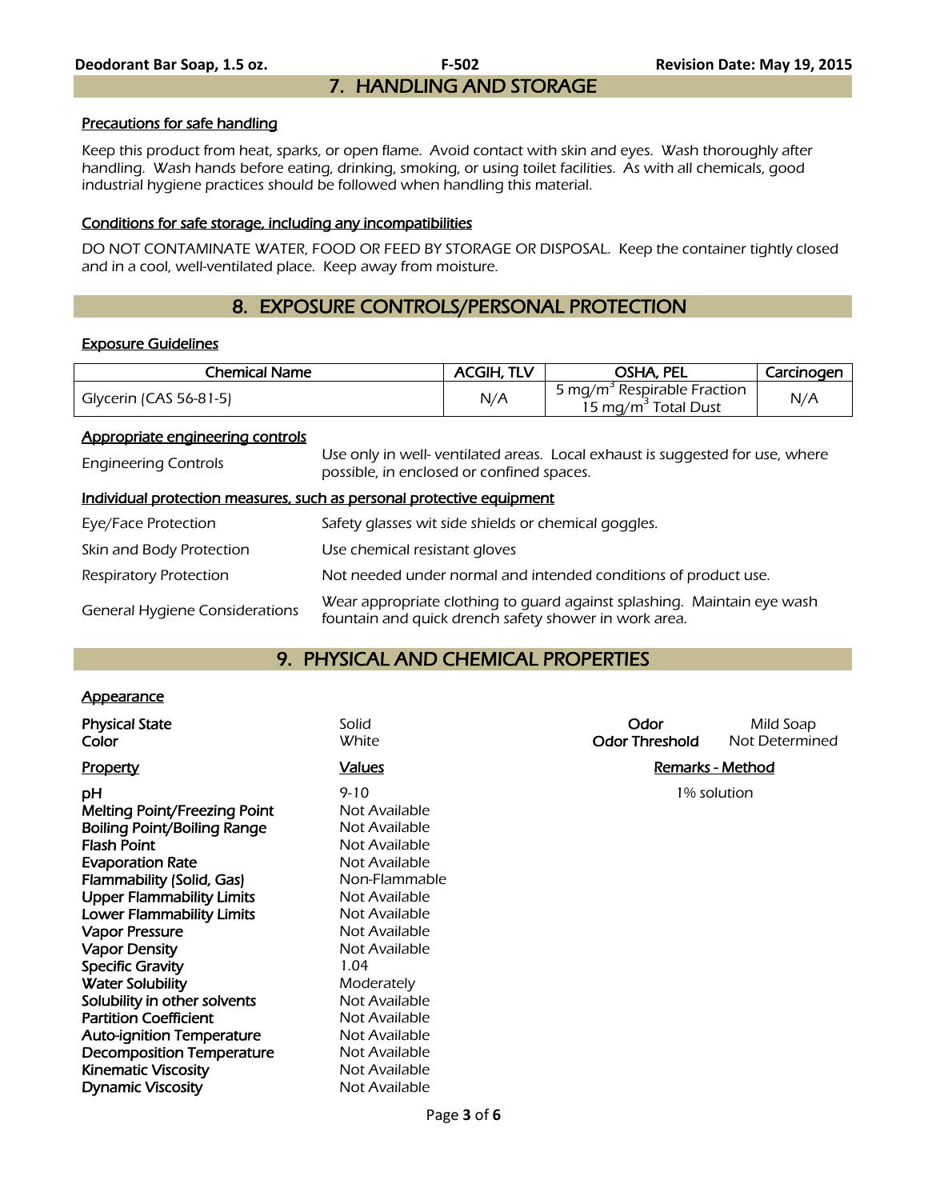## 7. HANDLING AND STORAGE

### Precautions for safe handling

Keep this product from heat, sparks, or open flame. Avoid contact with skin and eyes. Wash thoroughly after handling. Wash hands before eating, drinking, smoking, or using toilet facilities. As with all chemicals, good industrial hygiene practices should be followed when handling this material.

### Conditions for safe storage, including any incompatibilities

DO NOT CONTAMINATE WATER, FOOD OR FEED BY STORAGE OR DISPOSAL. Keep the container tightly closed and in a cool, well-ventilated place. Keep away from moisture.

## 8. EXPOSURE CONTROLS/PERSONAL PROTECTION

### Exposure Guidelines

| Chemical Name | ACGIH, TLV | OSHA, PEL | Carcinogen |
|---|---|---|---|
| Glycerin (CAS 56-81-5) | N/A | 5 $mg/m^3$ Respirable Fraction<br>15 $mg/m^3$ Total Dust | N/A |

### Appropriate engineering controls

| | |
|---|---|
| Engineering Controls | Use only in well- ventilated areas. Local exhaust is suggested for use, where possible, in enclosed or confined spaces. |

### Individual protection measures, such as personal protective equipment

| | |
|---|---|
| Eye/Face Protection | Safety glasses wit side shields or chemical goggles. |
| Skin and Body Protection | Use chemical resistant gloves |
| Respiratory Protection | Not needed under normal and intended conditions of product use. |
| General Hygiene Considerations | Wear appropriate clothing to guard against splashing. Maintain eye wash fountain and quick drench safety shower in work area. |

## 9. PHYSICAL AND CHEMICAL PROPERTIES

### Appearance

| | | | |
|---|---|---|---|
| **Physical State** | Solid | **Odor** | Mild Soap |
| **Color** | White | **Odor Threshold** | Not Determined |

| Property | Values | Remarks - Method |
|---|---|---|
| **pH** | 9-10 | 1% solution |
| **Melting Point/Freezing Point** | Not Available | |
| **Boiling Point/Boiling Range** | Not Available | |
| **Flash Point** | Not Available | |
| **Evaporation Rate** | Not Available | |
| **Flammability (Solid, Gas)** | Non-Flammable | |
| **Upper Flammability Limits** | Not Available | |
| **Lower Flammability Limits** | Not Available | |
| **Vapor Pressure** | Not Available | |
| **Vapor Density** | Not Available | |
| **Specific Gravity** | 1.04 | |
| **Water Solubility** | Moderately | |
| **Solubility in other solvents** | Not Available | |
| **Partition Coefficient** | Not Available | |
| **Auto-ignition Temperature** | Not Available | |
| **Decomposition Temperature** | Not Available | |
| **Kinematic Viscosity** | Not Available | |
| **Dynamic Viscosity** | Not Available | |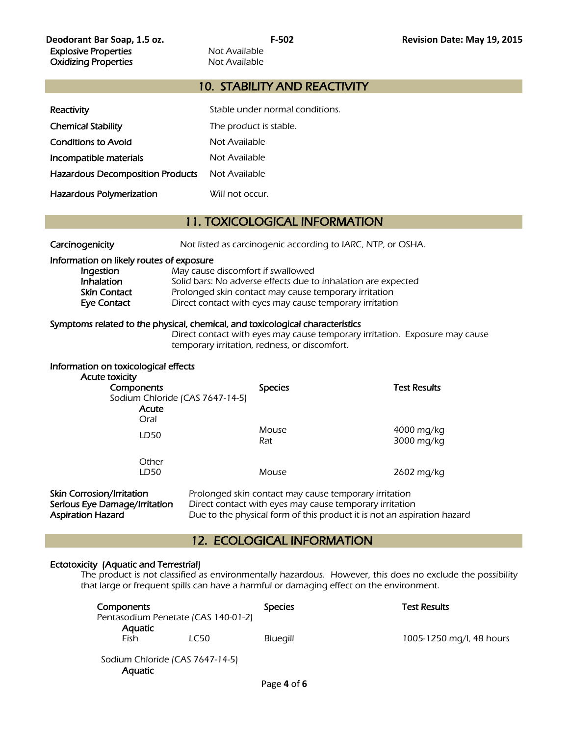| | |
|---|---|
| **Explosive Properties** | Not Available |
| **Oxidizing Properties** | Not Available |

## 10. STABILITY AND REACTIVITY

| | |
|---|---|
| **Reactivity** | Stable under normal conditions. |
| **Chemical Stability** | The product is stable. |
| **Conditions to Avoid** | Not Available |
| **Incompatible materials** | Not Available |
| **Hazardous Decomposition Products** | Not Available |
| **Hazardous Polymerization** | Will not occur. |

## 11. TOXICOLOGICAL INFORMATION

**Carcinogenicity** Not listed as carcinogenic according to IARC, NTP, or OSHA.

**Information on likely routes of exposure**

| | |
|---|---|
| **Ingestion** | May cause discomfort if swallowed |
| **Inhalation** | Solid bars: No adverse effects due to inhalation are expected |
| **Skin Contact** | Prolonged skin contact may cause temporary irritation |
| **Eye Contact** | Direct contact with eyes may cause temporary irritation |

**Symptoms related to the physical, chemical, and toxicological characteristics**

Direct contact with eyes may cause temporary irritation. Exposure may cause temporary irritation, redness, or discomfort.

**Information on toxicological effects**

**Acute toxicity**

| **Components** | **Species** | **Test Results** |
|---|---|---|
| Sodium Chloride (CAS 7647-14-5) | | |
| **Acute** | | |
| Oral | | |
| LD50 | Mouse | 4000 mg/kg |
| | Rat | 3000 mg/kg |
| Other | | |
| LD50 | Mouse | 2602 mg/kg |

| | |
|---|---|
| **Skin Corrosion/Irritation** | Prolonged skin contact may cause temporary irritation |
| **Serious Eye Damage/Irritation** | Direct contact with eyes may cause temporary irritation |
| **Aspiration Hazard** | Due to the physical form of this product it is not an aspiration hazard |

## 12. ECOLOGICAL INFORMATION

**Ectotoxicity (Aquatic and Terrestrial)**

The product is not classified as environmentally hazardous. However, this does no exclude the possibility that large or frequent spills can have a harmful or damaging effect on the environment.

| **Components** | | **Species** | **Test Results** |
|---|---|---|---|
| Pentasodium Penetate (CAS 140-01-2) | | | |
| **Aquatic** | | | |
| Fish | LC50 | Bluegill | 1005-1250 mg/l, 48 hours |
| Sodium Chloride (CAS 7647-14-5) | | | |
| **Aquatic** | | | |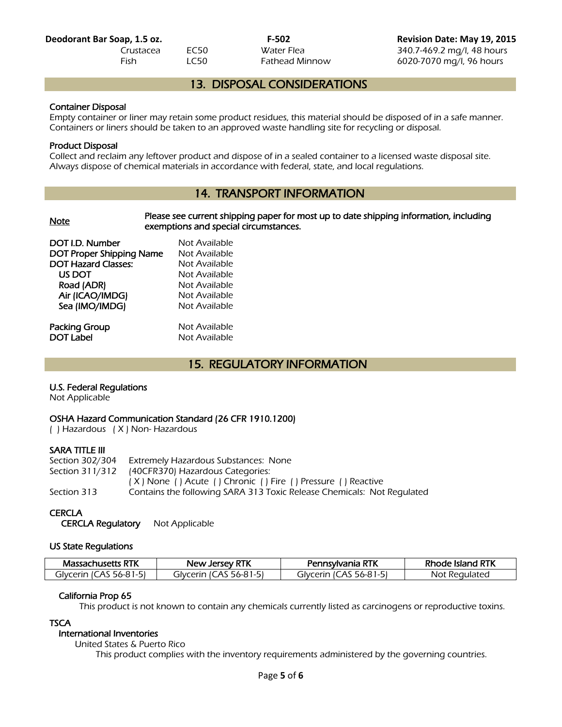| | | | |
|---|---|---|---|
| Crustacea | EC50 | Water Flea | 340.7-469.2 mg/l, 48 hours |
| Fish | LC50 | Fathead Minnow | 6020-7070 mg/l, 96 hours |

## 13. DISPOSAL CONSIDERATIONS

**Container Disposal**
Empty container or liner may retain some product residues, this material should be disposed of in a safe manner. Containers or liners should be taken to an approved waste handling site for recycling or disposal.

**Product Disposal**
Collect and reclaim any leftover product and dispose of in a sealed container to a licensed waste disposal site. Always dispose of chemical materials in accordance with federal, state, and local regulations.

## 14. TRANSPORT INFORMATION

**Note** — Please see current shipping paper for most up to date shipping information, including exemptions and special circumstances.

| | |
|---|---|
| **DOT I.D. Number** | Not Available |
| **DOT Proper Shipping Name** | Not Available |
| **DOT Hazard Classes:** | Not Available |
| **US DOT** | Not Available |
| **Road (ADR)** | Not Available |
| **Air (ICAO/IMDG)** | Not Available |
| **Sea (IMO/IMDG)** | Not Available |
| **Packing Group** | Not Available |
| **DOT Label** | Not Available |

## 15. REGULATORY INFORMATION

**U.S. Federal Regulations**
Not Applicable

**OSHA Hazard Communication Standard (26 CFR 1910.1200)**
( ) Hazardous ( X ) Non- Hazardous

**SARA TITLE III**

| | |
|---|---|
| Section 302/304 | Extremely Hazardous Substances: None |
| Section 311/312 | (40CFR370) Hazardous Categories: ( X ) None ( ) Acute ( ) Chronic ( ) Fire ( ) Pressure ( ) Reactive |
| Section 313 | Contains the following SARA 313 Toxic Release Chemicals: Not Regulated |

**CERCLA**
**CERCLA Regulatory** Not Applicable

**US State Regulations**

| Massachusetts RTK | New Jersey RTK | Pennsylvania RTK | Rhode Island RTK |
|---|---|---|---|
| Glycerin (CAS 56-81-5) | Glycerin (CAS 56-81-5) | Glycerin (CAS 56-81-5) | Not Regulated |

**California Prop 65**
This product is not known to contain any chemicals currently listed as carcinogens or reproductive toxins.

**TSCA**
**International Inventories**
United States & Puerto Rico
This product complies with the inventory requirements administered by the governing countries.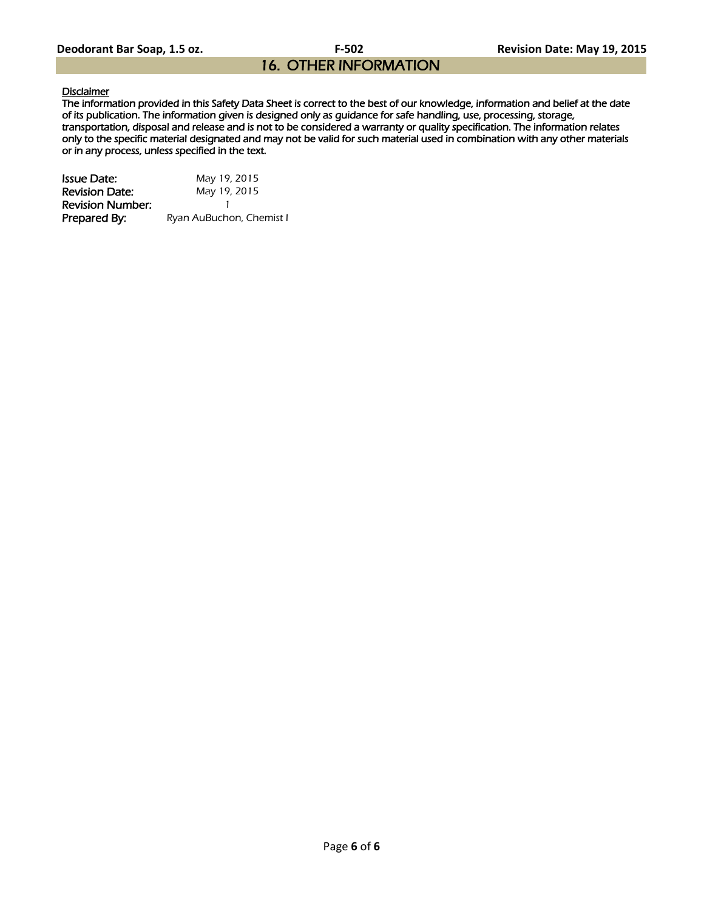## 16. OTHER INFORMATION

Disclaimer

The information provided in this Safety Data Sheet is correct to the best of our knowledge, information and belief at the date of its publication. The information given is designed only as guidance for safe handling, use, processing, storage, transportation, disposal and release and is not to be considered a warranty or quality specification. The information relates only to the specific material designated and may not be valid for such material used in combination with any other materials or in any process, unless specified in the text.

| | |
|---|---|
| Issue Date: | May 19, 2015 |
| Revision Date: | May 19, 2015 |
| Revision Number: | 1 |
| Prepared By: | Ryan AuBuchon, Chemist I |